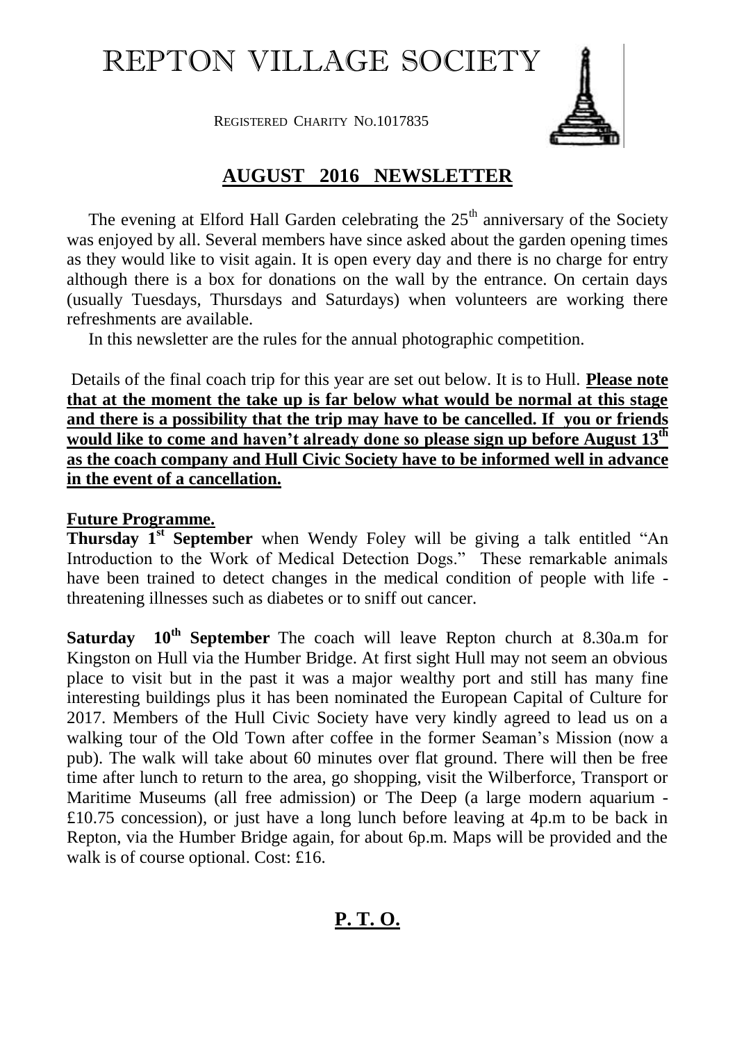# REPTON VILLAGE SOCIETY

REGISTERED CHARITY NO.1017835

## AUGUST 2016 NEWSLETTER

The evening at Elford Hall Garden celebrating the 25th anniversary of the Society was enjoyed by all. Several members have since asked about the garden opening times as they would like to visit again. It is open every day and there is no charge for entry although there is a box for donations on the wall by the entrance. On certain days (usually Tuesdays, Thursdays and Saturdays) when volunteers are working there refreshments are available.

In this newsletter are the rules for the annual photographic competition.

Details of the final coach trip for this year are set out below. It is to Hull. **Please note that at the moment the take up is far below what would be normal at this stage and there is a possibility that the trip may have to be cancelled. If you or friends would like to come and haven't already done so please sign up before August 13th as the coach company and Hull Civic Society have to be informed well in advance in the event of a cancellation.**

**Future Programme.**

**Thursday 1st September** when Wendy Foley will be giving a talk entitled "An Introduction to the Work of Medical Detection Dogs." These remarkable animals have been trained to detect changes in the medical condition of people with life - threatening illnesses such as diabetes or to sniff out cancer.

**Saturday 10th September** The coach will leave Repton church at 8.30a.m for Kingston on Hull via the Humber Bridge. At first sight Hull may not seem an obvious place to visit but in the past it was a major wealthy port and still has many fine interesting buildings plus it has been nominated the European Capital of Culture for 2017. Members of the Hull Civic Society have very kindly agreed to lead us on a walking tour of the Old Town after coffee in the former Seaman's Mission (now a pub). The walk will take about 60 minutes over flat ground. There will then be free time after lunch to return to the area, go shopping, visit the Wilberforce, Transport or Maritime Museums (all free admission) or The Deep (a large modern aquarium - £10.75 concession), or just have a long lunch before leaving at 4p.m to be back in Repton, via the Humber Bridge again, for about 6p.m. Maps will be provided and the walk is of course optional. Cost: £16.

**P. T. O.**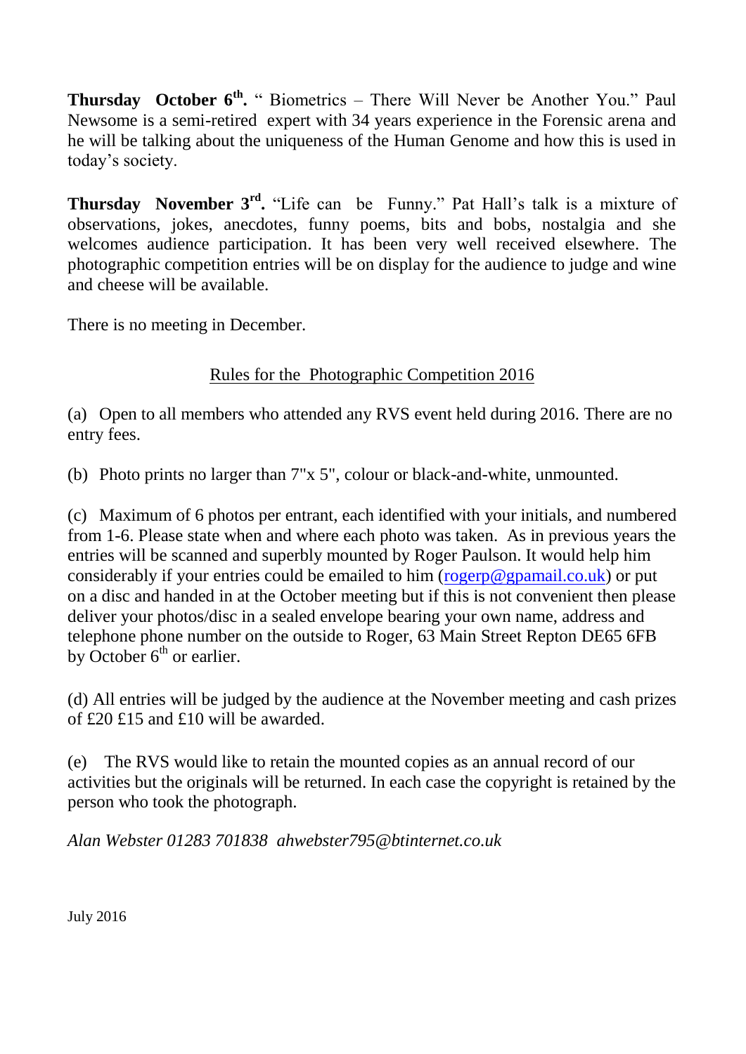**Thursday October 6th.** " Biometrics – There Will Never be Another You." Paul Newsome is a semi-retired expert with 34 years experience in the Forensic arena and he will be talking about the uniqueness of the Human Genome and how this is used in today's society.

**Thursday November 3rd.** "Life can be Funny." Pat Hall's talk is a mixture of observations, jokes, anecdotes, funny poems, bits and bobs, nostalgia and she welcomes audience participation. It has been very well received elsewhere. The photographic competition entries will be on display for the audience to judge and wine and cheese will be available.

There is no meeting in December.

## Rules for the Photographic Competition 2016

(a) Open to all members who attended any RVS event held during 2016. There are no entry fees.

(b) Photo prints no larger than 7"x 5", colour or black-and-white, unmounted.

(c) Maximum of 6 photos per entrant, each identified with your initials, and numbered from 1-6. Please state when and where each photo was taken. As in previous years the entries will be scanned and superbly mounted by Roger Paulson. It would help him considerably if your entries could be emailed to him (rogerp@gpamail.co.uk) or put on a disc and handed in at the October meeting but if this is not convenient then please deliver your photos/disc in a sealed envelope bearing your own name, address and telephone phone number on the outside to Roger, 63 Main Street Repton DE65 6FB by October 6th or earlier.

(d) All entries will be judged by the audience at the November meeting and cash prizes of £20 £15 and £10 will be awarded.

(e) The RVS would like to retain the mounted copies as an annual record of our activities but the originals will be returned. In each case the copyright is retained by the person who took the photograph.

*Alan Webster 01283 701838 ahwebster795@btinternet.co.uk*

July 2016